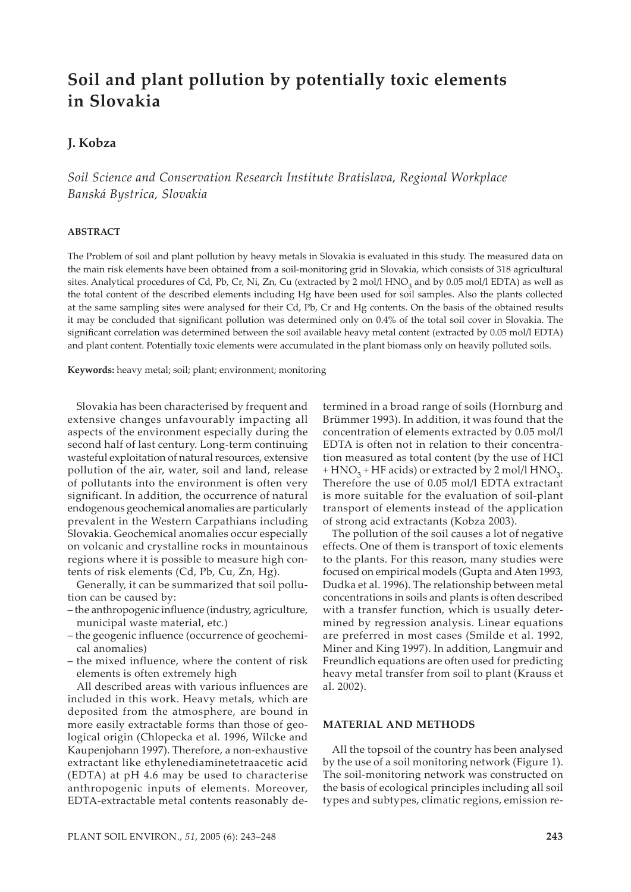# Soil and plant pollution by potentially toxic elements in Slovakia

## J. Kobza

*Soil Science and Conservation Research Institute Bratislava, Regional Workplace Banská Bystrica, Slovakia*

### ABSTRACT

The Problem of soil and plant pollution by heavy metals in Slovakia is evaluated in this study. The measured data on the main risk elements have been obtained from a soil-monitoring grid in Slovakia, which consists of 318 agricultural sites. Analytical procedures of Cd, Pb, Cr, Ni, Zn, Cu (extracted by 2 mol/l $HNO_3$ and by 0.05 mol/l EDTA) as well as the total content of the described elements including Hg have been used for soil samples. Also the plants collected at the same sampling sites were analysed for their Cd, Pb, Cr and Hg contents. On the basis of the obtained results it may be concluded that significant pollution was determined only on 0.4% of the total soil cover in Slovakia. The significant correlation was determined between the soil available heavy metal content (extracted by 0.05 mol/l EDTA) and plant content. Potentially toxic elements were accumulated in the plant biomass only on heavily polluted soils.

**Keywords:** heavy metal; soil; plant; environment; monitoring

Slovakia has been characterised by frequent and extensive changes unfavourably impacting all aspects of the environment especially during the second half of last century. Long-term continuing wasteful exploitation of natural resources, extensive pollution of the air, water, soil and land, release of pollutants into the environment is often very significant. In addition, the occurrence of natural endogenous geochemical anomalies are particularly prevalent in the Western Carpathians including Slovakia. Geochemical anomalies occur especially on volcanic and crystalline rocks in mountainous regions where it is possible to measure high contents of risk elements (Cd, Pb, Cu, Zn, Hg).

Generally, it can be summarized that soil pollution can be caused by:

- the anthropogenic influence (industry, agriculture, municipal waste material, etc.)
- the geogenic influence (occurrence of geochemical anomalies)
- the mixed influence, where the content of risk elements is often extremely high

All described areas with various influences are included in this work. Heavy metals, which are deposited from the atmosphere, are bound in more easily extractable forms than those of geological origin (Chlopecka et al. 1996, Wilcke and Kaupenjohann 1997). Therefore, a non-exhaustive extractant like ethylenediaminetetraacetic acid (EDTA) at pH 4.6 may be used to characterise anthropogenic inputs of elements. Moreover, EDTA-extractable metal contents reasonably determined in a broad range of soils (Hornburg and Brümmer 1993). In addition, it was found that the concentration of elements extracted by 0.05 mol/l EDTA is often not in relation to their concentration measured as total content (by the use of HCl + $HNO_3$ + HF acids) or extracted by 2 mol/l $HNO_3$. Therefore the use of 0.05 mol/l EDTA extractant is more suitable for the evaluation of soil-plant transport of elements instead of the application of strong acid extractants (Kobza 2003).

The pollution of the soil causes a lot of negative effects. One of them is transport of toxic elements to the plants. For this reason, many studies were focused on empirical models (Gupta and Aten 1993, Dudka et al. 1996). The relationship between metal concentrations in soils and plants is often described with a transfer function, which is usually determined by regression analysis. Linear equations are preferred in most cases (Smilde et al. 1992, Miner and King 1997). In addition, Langmuir and Freundlich equations are often used for predicting heavy metal transfer from soil to plant (Krauss et al. 2002).

### MATERIAL AND METHODS

All the topsoil of the country has been analysed by the use of a soil monitoring network (Figure 1). The soil-monitoring network was constructed on the basis of ecological principles including all soil types and subtypes, climatic regions, emission re-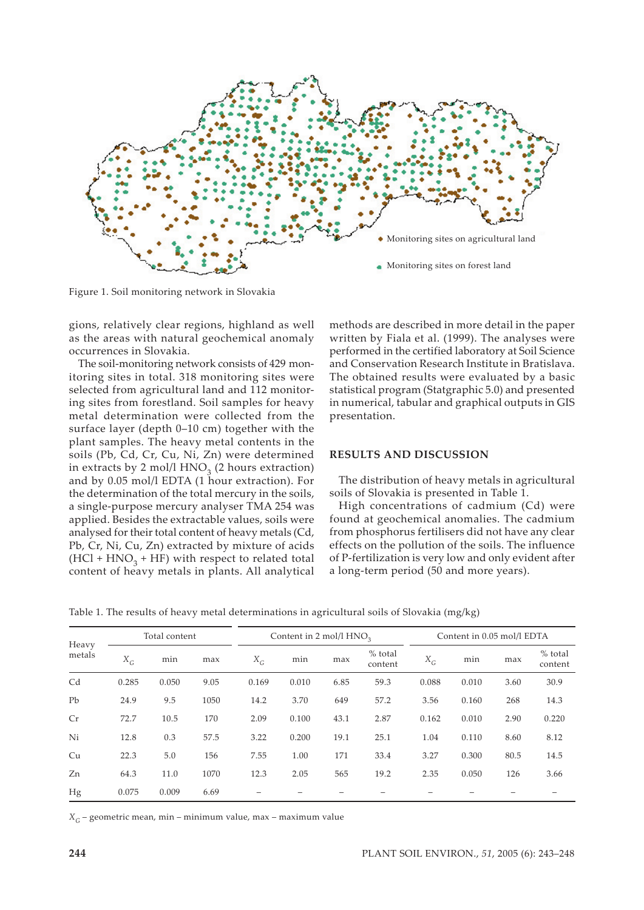Figure 1. Soil monitoring network in Slovakia

gions, relatively clear regions, highland as well as the areas with natural geochemical anomaly occurrences in Slovakia.

The soil-monitoring network consists of 429 monitoring sites in total. 318 monitoring sites were selected from agricultural land and 112 monitoring sites from forestland. Soil samples for heavy metal determination were collected from the surface layer (depth 0–10 cm) together with the plant samples. The heavy metal contents in the soils (Pb, Cd, Cr, Cu, Ni, Zn) were determined in extracts by 2 mol/l $HNO_3$ (2 hours extraction) and by 0.05 mol/l EDTA (1 hour extraction). For the determination of the total mercury in the soils, a single-purpose mercury analyser TMA 254 was applied. Besides the extractable values, soils were analysed for their total content of heavy metals (Cd, Pb, Cr, Ni, Cu, Zn) extracted by mixture of acids (HCl + $HNO_3$ + HF) with respect to related total content of heavy metals in plants. All analytical methods are described in more detail in the paper written by Fiala et al. (1999). The analyses were performed in the certified laboratory at Soil Science and Conservation Research Institute in Bratislava. The obtained results were evaluated by a basic statistical program (Statgraphic 5.0) and presented in numerical, tabular and graphical outputs in GIS presentation.

## RESULTS AND DISCUSSION

The distribution of heavy metals in agricultural soils of Slovakia is presented in Table 1.

High concentrations of cadmium (Cd) were found at geochemical anomalies. The cadmium from phosphorus fertilisers did not have any clear effects on the pollution of the soils. The influence of P-fertilization is very low and only evident after a long-term period (50 and more years).

Table 1. The results of heavy metal determinations in agricultural soils of Slovakia (mg/kg)

| Heavy metals | Total content | | | Content in 2 mol/l $HNO_3$ | | | | Content in 0.05 mol/l EDTA | | | |
|---|---|---|---|---|---|---|---|---|---|---|---|
| | $X_G$ | min | max | $X_G$ | min | max | % total content | $X_G$ | min | max | % total content |
| Cd | 0.285 | 0.050 | 9.05 | 0.169 | 0.010 | 6.85 | 59.3 | 0.088 | 0.010 | 3.60 | 30.9 |
| Pb | 24.9 | 9.5 | 1050 | 14.2 | 3.70 | 649 | 57.2 | 3.56 | 0.160 | 268 | 14.3 |
| Cr | 72.7 | 10.5 | 170 | 2.09 | 0.100 | 43.1 | 2.87 | 0.162 | 0.010 | 2.90 | 0.220 |
| Ni | 12.8 | 0.3 | 57.5 | 3.22 | 0.200 | 19.1 | 25.1 | 1.04 | 0.110 | 8.60 | 8.12 |
| Cu | 22.3 | 5.0 | 156 | 7.55 | 1.00 | 171 | 33.4 | 3.27 | 0.300 | 80.5 | 14.5 |
| Zn | 64.3 | 11.0 | 1070 | 12.3 | 2.05 | 565 | 19.2 | 2.35 | 0.050 | 126 | 3.66 |
| Hg | 0.075 | 0.009 | 6.69 | – | – | – | – | – | – | – | – |

$X_G$ – geometric mean, min – minimum value, max – maximum value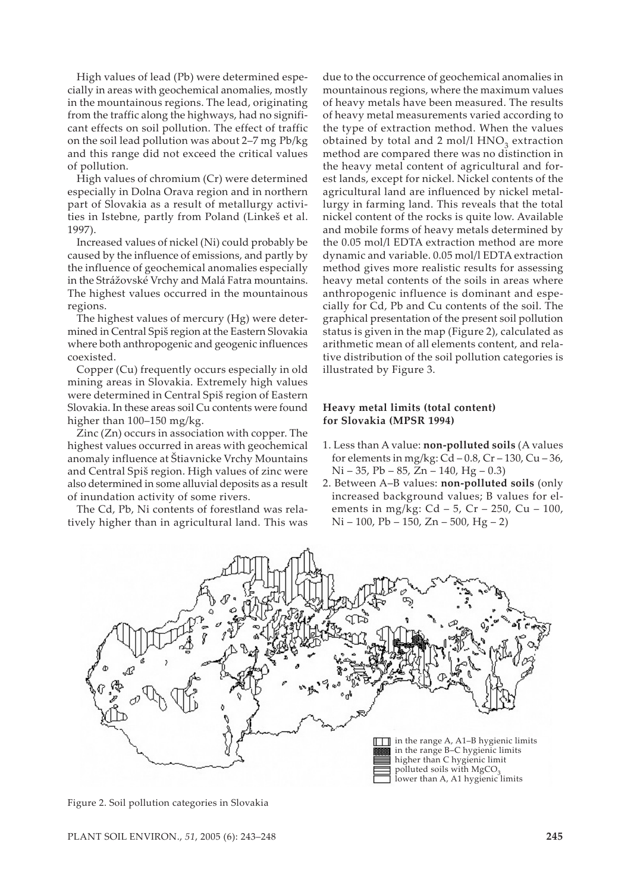High values of lead (Pb) were determined especially in areas with geochemical anomalies, mostly in the mountainous regions. The lead, originating from the traffic along the highways, had no significant effects on soil pollution. The effect of traffic on the soil lead pollution was about 2–7 mg Pb/kg and this range did not exceed the critical values of pollution.

High values of chromium (Cr) were determined especially in Dolna Orava region and in northern part of Slovakia as a result of metallurgy activities in Istebne, partly from Poland (Linkeš et al. 1997).

Increased values of nickel (Ni) could probably be caused by the influence of emissions, and partly by the influence of geochemical anomalies especially in the Strážovské Vrchy and Malá Fatra mountains. The highest values occurred in the mountainous regions.

The highest values of mercury (Hg) were determined in Central Spiš region at the Eastern Slovakia where both anthropogenic and geogenic influences coexisted.

Copper (Cu) frequently occurs especially in old mining areas in Slovakia. Extremely high values were determined in Central Spiš region of Eastern Slovakia. In these areas soil Cu contents were found higher than 100–150 mg/kg.

Zinc (Zn) occurs in association with copper. The highest values occurred in areas with geochemical anomaly influence at Štiavnicke Vrchy Mountains and Central Spiš region. High values of zinc were also determined in some alluvial deposits as a result of inundation activity of some rivers.

The Cd, Pb, Ni contents of forestland was relatively higher than in agricultural land. This was due to the occurrence of geochemical anomalies in mountainous regions, where the maximum values of heavy metals have been measured. The results of heavy metal measurements varied according to the type of extraction method. When the values obtained by total and 2 mol/l $HNO_3$ extraction method are compared there was no distinction in the heavy metal content of agricultural and forest lands, except for nickel. Nickel contents of the agricultural land are influenced by nickel metallurgy in farming land. This reveals that the total nickel content of the rocks is quite low. Available and mobile forms of heavy metals determined by the 0.05 mol/l EDTA extraction method are more dynamic and variable. 0.05 mol/l EDTA extraction method gives more realistic results for assessing heavy metal contents of the soils in areas where anthropogenic influence is dominant and especially for Cd, Pb and Cu contents of the soil. The graphical presentation of the present soil pollution status is given in the map (Figure 2), calculated as arithmetic mean of all elements content, and relative distribution of the soil pollution categories is illustrated by Figure 3.

#### Heavy metal limits (total content) for Slovakia (MPSR 1994)

1. Less than A value: **non-polluted soils** (A values for elements in mg/kg: Cd – 0.8, Cr – 130, Cu – 36, Ni – 35, Pb – 85, Zn – 140, Hg – 0.3)
2. Between A–B values: **non-polluted soils** (only increased background values; B values for elements in mg/kg: Cd – 5, Cr – 250, Cu – 100, Ni – 100, Pb – 150, Zn – 500, Hg – 2)

in the range A, A1–B hygienic limits
in the range B–C hygienic limits
higher than C hygienic limit
polluted soils with $MgCO_3$
lower than A, A1 hygienic limits

Figure 2. Soil pollution categories in Slovakia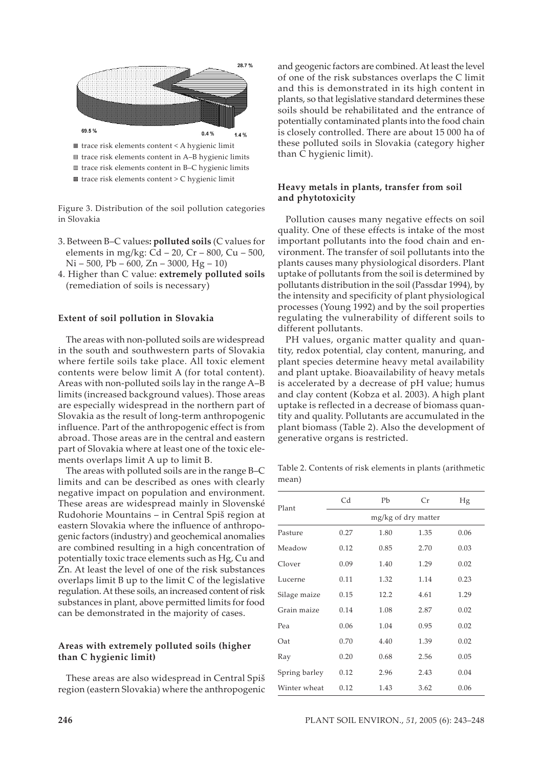28.7 %

69.5 %

0.4 %

1.4 %

trace risk elements content < A hygienic limit

trace risk elements content in A–B hygienic limits

trace risk elements content in B–C hygienic limits

trace risk elements content > C hygienic limit

Figure 3. Distribution of the soil pollution categories in Slovakia

3. Between B–C values**: polluted soils** (C values for elements in mg/kg: Cd – 20, Cr – 800, Cu – 500, Ni – 500, Pb – 600, Zn – 3000, Hg – 10)
4. Higher than C value: **extremely polluted soils** (remediation of soils is necessary)

### Extent of soil pollution in Slovakia

The areas with non-polluted soils are widespread in the south and southwestern parts of Slovakia where fertile soils take place. All toxic element contents were below limit A (for total content). Areas with non-polluted soils lay in the range A–B limits (increased background values). Those areas are especially widespread in the northern part of Slovakia as the result of long-term anthropogenic influence. Part of the anthropogenic effect is from abroad. Those areas are in the central and eastern part of Slovakia where at least one of the toxic elements overlaps limit A up to limit B.

The areas with polluted soils are in the range B–C limits and can be described as ones with clearly negative impact on population and environment. These areas are widespread mainly in Slovenské Rudohorie Mountains – in Central Spiš region at eastern Slovakia where the influence of anthropogenic factors (industry) and geochemical anomalies are combined resulting in a high concentration of potentially toxic trace elements such as Hg, Cu and Zn. At least the level of one of the risk substances overlaps limit B up to the limit C of the legislative regulation. At these soils, an increased content of risk substances in plant, above permitted limits for food can be demonstrated in the majority of cases.

### Areas with extremely polluted soils (higher than C hygienic limit)

These areas are also widespread in Central Spiš region (eastern Slovakia) where the anthropogenic and geogenic factors are combined. At least the level of one of the risk substances overlaps the C limit and this is demonstrated in its high content in plants, so that legislative standard determines these soils should be rehabilitated and the entrance of potentially contaminated plants into the food chain is closely controlled. There are about 15 000 ha of these polluted soils in Slovakia (category higher than C hygienic limit).

### Heavy metals in plants, transfer from soil and phytotoxicity

Pollution causes many negative effects on soil quality. One of these effects is intake of the most important pollutants into the food chain and environment. The transfer of soil pollutants into the plants causes many physiological disorders. Plant uptake of pollutants from the soil is determined by pollutants distribution in the soil (Passdar 1994), by the intensity and specificity of plant physiological processes (Young 1992) and by the soil properties regulating the vulnerability of different soils to different pollutants.

PH values, organic matter quality and quantity, redox potential, clay content, manuring, and plant species determine heavy metal availability and plant uptake. Bioavailability of heavy metals is accelerated by a decrease of pH value; humus and clay content (Kobza et al. 2003). A high plant uptake is reflected in a decrease of biomass quantity and quality. Pollutants are accumulated in the plant biomass (Table 2). Also the development of generative organs is restricted.

Table 2. Contents of risk elements in plants (arithmetic mean)

| Plant | Cd | Pb | Cr | Hg |
|---|---|---|---|---|
| | mg/kg of dry matter | | | |
| Pasture | 0.27 | 1.80 | 1.35 | 0.06 |
| Meadow | 0.12 | 0.85 | 2.70 | 0.03 |
| Clover | 0.09 | 1.40 | 1.29 | 0.02 |
| Lucerne | 0.11 | 1.32 | 1.14 | 0.23 |
| Silage maize | 0.15 | 12.2 | 4.61 | 1.29 |
| Grain maize | 0.14 | 1.08 | 2.87 | 0.02 |
| Pea | 0.06 | 1.04 | 0.95 | 0.02 |
| Oat | 0.70 | 4.40 | 1.39 | 0.02 |
| Ray | 0.20 | 0.68 | 2.56 | 0.05 |
| Spring barley | 0.12 | 2.96 | 2.43 | 0.04 |
| Winter wheat | 0.12 | 1.43 | 3.62 | 0.06 |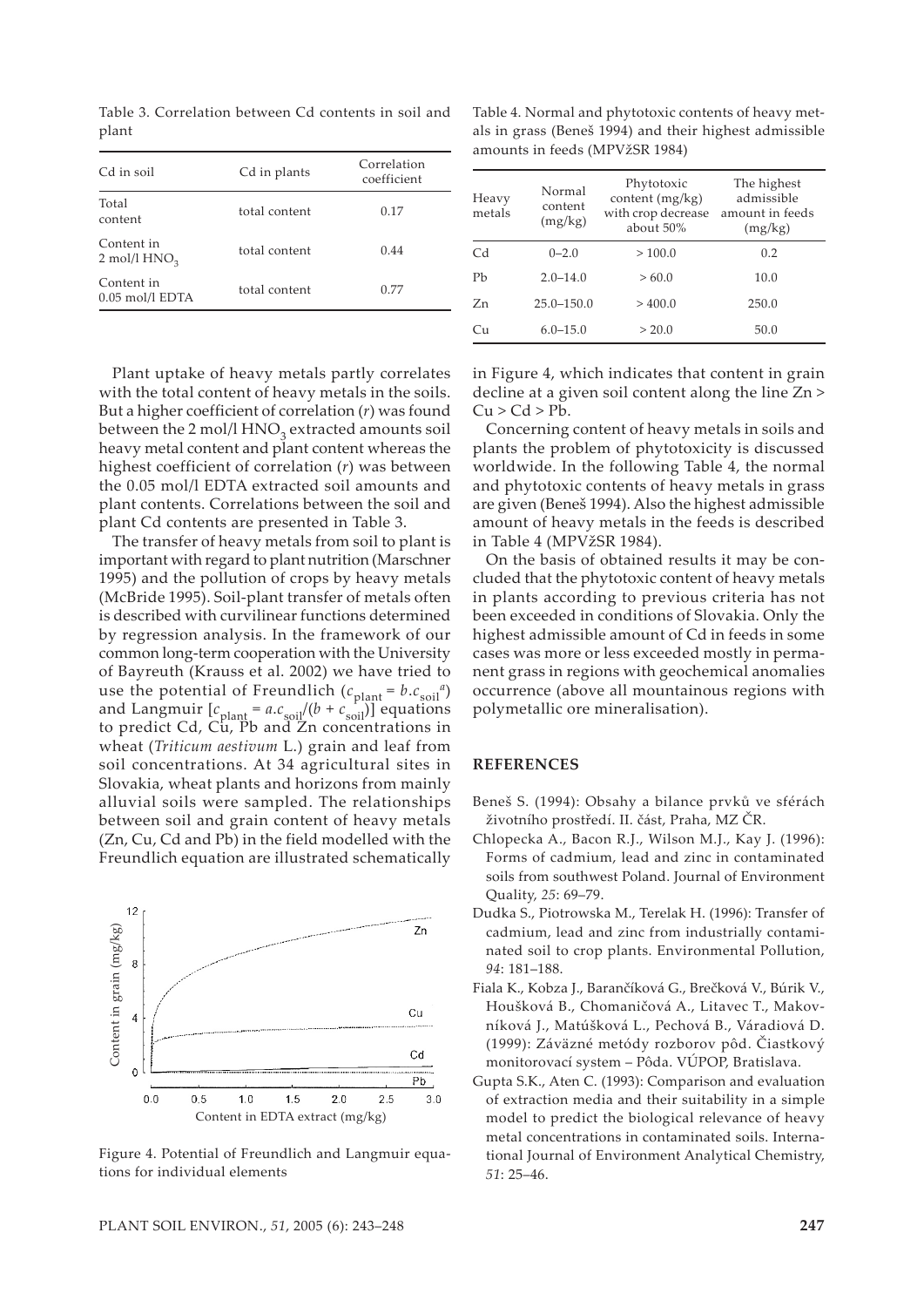Table 3. Correlation between Cd contents in soil and plant

| Cd in soil | Cd in plants | Correlation coefficient |
|---|---|---|
| Total content | total content | 0.17 |
| Content in 2 mol/l $HNO_3$ | total content | 0.44 |
| Content in 0.05 mol/l EDTA | total content | 0.77 |

Plant uptake of heavy metals partly correlates with the total content of heavy metals in the soils. But a higher coefficient of correlation (*r*) was found between the 2 mol/l $HNO_3$ extracted amounts soil heavy metal content and plant content whereas the highest coefficient of correlation (*r*) was between the 0.05 mol/l EDTA extracted soil amounts and plant contents. Correlations between the soil and plant Cd contents are presented in Table 3.

The transfer of heavy metals from soil to plant is important with regard to plant nutrition (Marschner 1995) and the pollution of crops by heavy metals (McBride 1995). Soil-plant transfer of metals often is described with curvilinear functions determined by regression analysis. In the framework of our common long-term cooperation with the University of Bayreuth (Krauss et al. 2002) we have tried to use the potential of Freundlich ($c_{plant} = b.c_{soil}^{a}$) and Langmuir [$c_{plant} = a.c_{soil}/(b + c_{soil})$] equations to predict Cd, Cu, Pb and Zn concentrations in wheat (*Triticum aestivum* L.) grain and leaf from soil concentrations. At 34 agricultural sites in Slovakia, wheat plants and horizons from mainly alluvial soils were sampled. The relationships between soil and grain content of heavy metals (Zn, Cu, Cd and Pb) in the field modelled with the Freundlich equation are illustrated schematically in Figure 4, which indicates that content in grain decline at a given soil content along the line Zn > Cu > Cd > Pb.

Figure 4. Potential of Freundlich and Langmuir equations for individual elements

Concerning content of heavy metals in soils and plants the problem of phytotoxicity is discussed worldwide. In the following Table 4, the normal and phytotoxic contents of heavy metals in grass are given (Beneš 1994). Also the highest admissible amount of heavy metals in the feeds is described in Table 4 (MPVžSR 1984).

Table 4. Normal and phytotoxic contents of heavy metals in grass (Beneš 1994) and their highest admissible amounts in feeds (MPVžSR 1984)

| Heavy metals | Normal content (mg/kg) | Phytotoxic content (mg/kg) with crop decrease about 50% | The highest admissible amount in feeds (mg/kg) |
|---|---|---|---|
| Cd | 0–2.0 | > 100.0 | 0.2 |
| Pb | 2.0–14.0 | > 60.0 | 10.0 |
| Zn | 25.0–150.0 | > 400.0 | 250.0 |
| Cu | 6.0–15.0 | > 20.0 | 50.0 |

On the basis of obtained results it may be concluded that the phytotoxic content of heavy metals in plants according to previous criteria has not been exceeded in conditions of Slovakia. Only the highest admissible amount of Cd in feeds in some cases was more or less exceeded mostly in permanent grass in regions with geochemical anomalies occurrence (above all mountainous regions with polymetallic ore mineralisation).

## REFERENCES

Beneš S. (1994): Obsahy a bilance prvků ve sférách životního prostředí. II. část, Praha, MZ ČR.

Chlopecka A., Bacon R.J., Wilson M.J., Kay J. (1996): Forms of cadmium, lead and zinc in contaminated soils from southwest Poland. Journal of Environment Quality, *25*: 69–79.

Dudka S., Piotrowska M., Terelak H. (1996): Transfer of cadmium, lead and zinc from industrially contaminated soil to crop plants. Environmental Pollution, *94*: 181–188.

Fiala K., Kobza J., Barančíková G., Brečková V., Búrik V., Houšková B., Chomaničová A., Litavec T., Makovníková J., Matúšková L., Pechová B., Váradiová D. (1999): Záväzné metódy rozborov pôd. Čiastkový monitorovací system – Pôda. VÚPOP, Bratislava.

Gupta S.K., Aten C. (1993): Comparison and evaluation of extraction media and their suitability in a simple model to predict the biological relevance of heavy metal concentrations in contaminated soils. International Journal of Environment Analytical Chemistry, *51*: 25–46.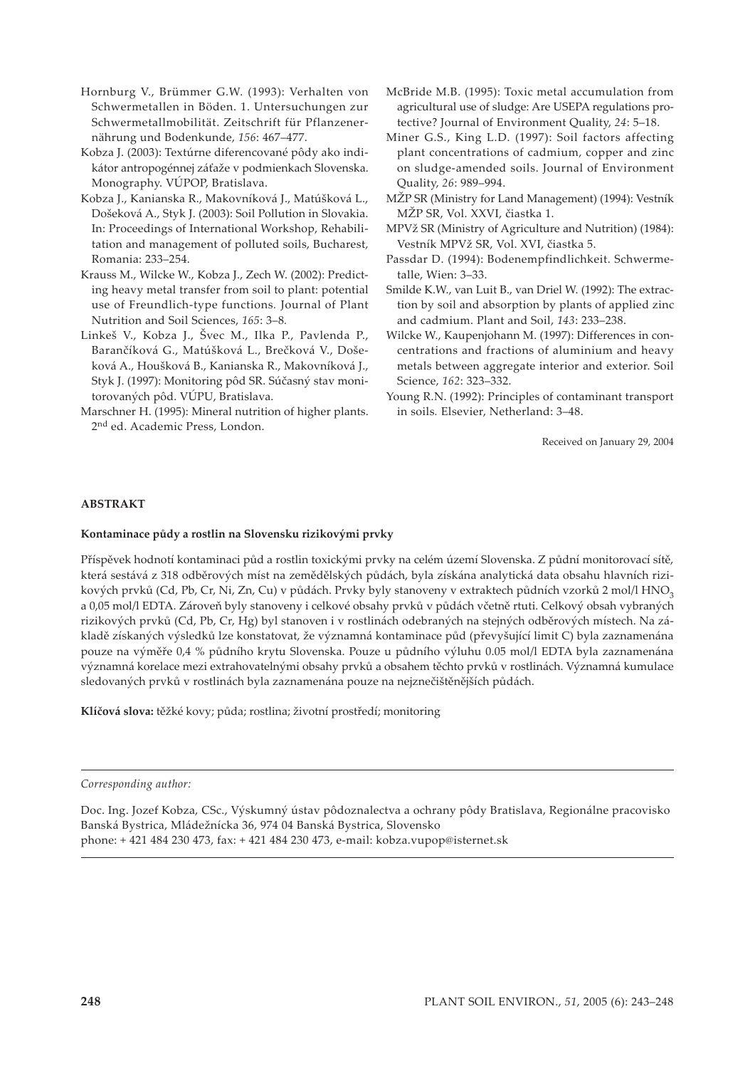Hornburg V., Brümmer G.W. (1993): Verhalten von Schwermetallen in Böden. 1. Untersuchungen zur Schwermetallmobilität. Zeitschrift für Pflanzenernährung und Bodenkunde, *156*: 467–477.

Kobza J. (2003): Textúrne diferencované pôdy ako indikátor antropogénnej záťaže v podmienkach Slovenska. Monography. VÚPOP, Bratislava.

Kobza J., Kanianska R., Makovníková J., Matúšková L., Došeková A., Styk J. (2003): Soil Pollution in Slovakia. In: Proceedings of International Workshop, Rehabilitation and management of polluted soils, Bucharest, Romania: 233–254.

Krauss M., Wilcke W., Kobza J., Zech W. (2002): Predicting heavy metal transfer from soil to plant: potential use of Freundlich-type functions. Journal of Plant Nutrition and Soil Sciences, *165*: 3–8.

Linkeš V., Kobza J., Švec M., Ilka P., Pavlenda P., Barančíková G., Matúšková L., Brečková V., Došeková A., Houšková B., Kanianska R., Makovníková J., Styk J. (1997): Monitoring pôd SR. Súčasný stav monitorovaných pôd. VÚPU, Bratislava.

Marschner H. (1995): Mineral nutrition of higher plants. 2nd ed. Academic Press, London.

McBride M.B. (1995): Toxic metal accumulation from agricultural use of sludge: Are USEPA regulations protective? Journal of Environment Quality, *24*: 5–18.

Miner G.S., King L.D. (1997): Soil factors affecting plant concentrations of cadmium, copper and zinc on sludge-amended soils. Journal of Environment Quality, *26*: 989–994.

MŽP SR (Ministry for Land Management) (1994): Vestník MŽP SR, Vol. XXVI, čiastka 1.

MPVž SR (Ministry of Agriculture and Nutrition) (1984): Vestník MPVž SR, Vol. XVI, čiastka 5.

Passdar D. (1994): Bodenempfindlichkeit. Schwermetalle, Wien: 3–33.

Smilde K.W., van Luit B., van Driel W. (1992): The extraction by soil and absorption by plants of applied zinc and cadmium. Plant and Soil, *143*: 233–238.

Wilcke W., Kaupenjohann M. (1997): Differences in concentrations and fractions of aluminium and heavy metals between aggregate interior and exterior. Soil Science, *162*: 323–332.

Young R.N. (1992): Principles of contaminant transport in soils. Elsevier, Netherland: 3–48.

Received on January 29, 2004

## ABSTRAKT

### Kontaminace půdy a rostlin na Slovensku rizikovými prvky

Příspěvek hodnotí kontaminaci půd a rostlin toxickými prvky na celém území Slovenska. Z půdní monitorovací sítě, která sestává z 318 odběrových míst na zemědělských půdách, byla získána analytická data obsahu hlavních rizikových prvků (Cd, Pb, Cr, Ni, Zn, Cu) v půdách. Prvky byly stanoveny v extraktech půdních vzorků 2 mol/l $HNO_3$ a 0,05 mol/l EDTA. Zároveň byly stanoveny i celkové obsahy prvků v půdách včetně rtuti. Celkový obsah vybraných rizikových prvků (Cd, Pb, Cr, Hg) byl stanoven i v rostlinách odebraných na stejných odběrových místech. Na základě získaných výsledků lze konstatovat, že významná kontaminace půd (převyšující limit C) byla zaznamenána pouze na výměře 0,4 % půdního krytu Slovenska. Pouze u půdního výluhu 0.05 mol/l EDTA byla zaznamenána významná korelace mezi extrahovatelnými obsahy prvků a obsahem těchto prvků v rostlinách. Významná kumulace sledovaných prvků v rostlinách byla zaznamenána pouze na nejznečištěnější půdách.

**Klíčová slova:** těžké kovy; půda; rostlina; životní prostředí; monitoring

*Corresponding author:*

Doc. Ing. Jozef Kobza, CSc., Výskumný ústav pôdoznalectva a ochrany pôdy Bratislava, Regionálne pracovisko Banská Bystrica, Mládežnícka 36, 974 04 Banská Bystrica, Slovensko
phone: + 421 484 230 473, fax: + 421 484 230 473, e-mail: kobza.vupop@isternet.sk